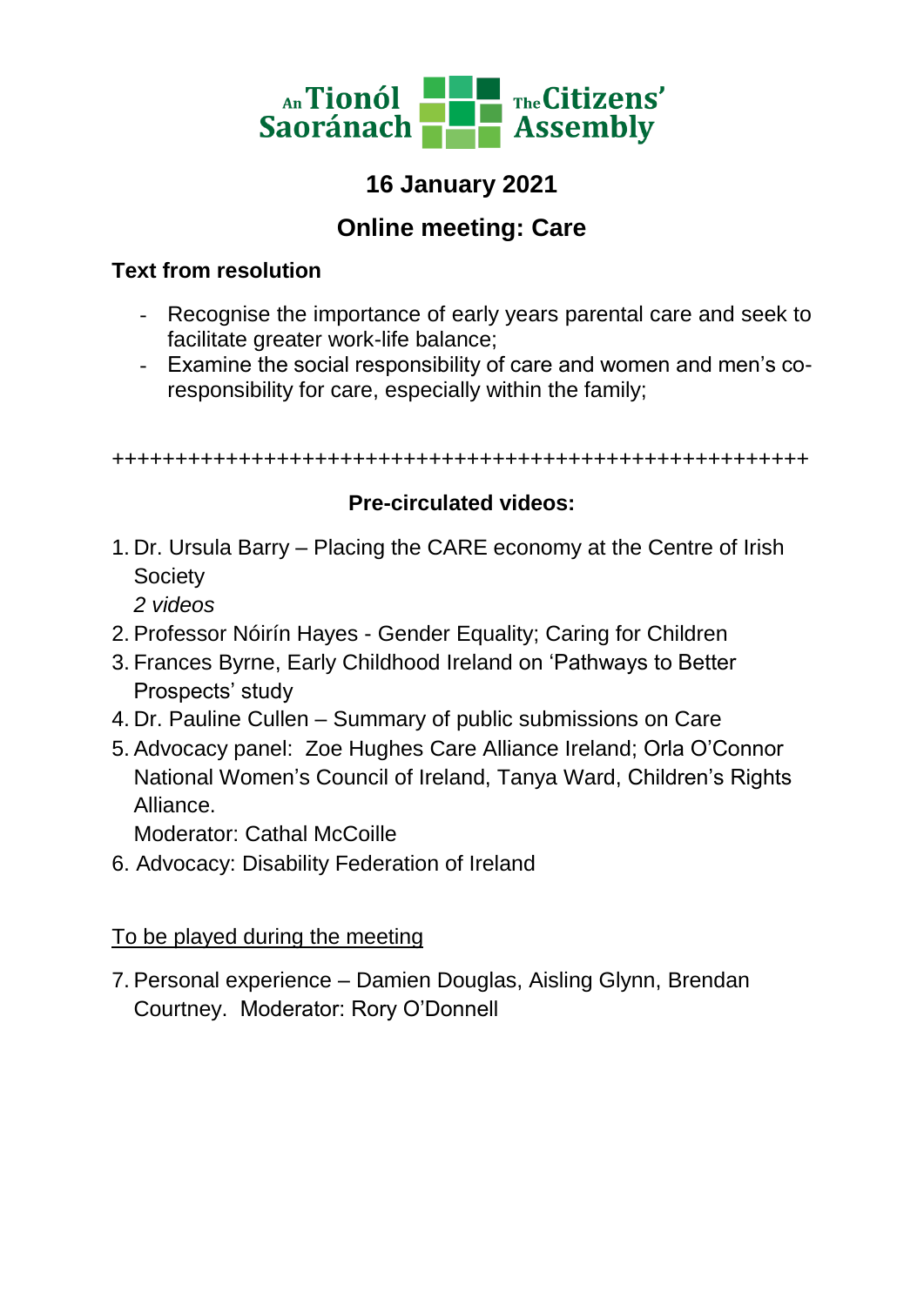An Tionól Saoránach The Citizens' Assembly

## 16 January 2021

## Online meeting: Care

**Text from resolution**

- Recognise the importance of early years parental care and seek to facilitate greater work-life balance;
- Examine the social responsibility of care and women and men's co-responsibility for care, especially within the family;

+++++++++++++++++++++++++++++++++++++++++++++++++++++++

### Pre-circulated videos:

1. Dr. Ursula Barry – Placing the CARE economy at the Centre of Irish Society
   *2 videos*
2. Professor Nóirín Hayes - Gender Equality; Caring for Children
3. Frances Byrne, Early Childhood Ireland on 'Pathways to Better Prospects' study
4. Dr. Pauline Cullen – Summary of public submissions on Care
5. Advocacy panel: Zoe Hughes Care Alliance Ireland; Orla O'Connor National Women's Council of Ireland, Tanya Ward, Children's Rights Alliance.
   Moderator: Cathal McCoille
6. Advocacy: Disability Federation of Ireland

<u>To be played during the meeting</u>

7. Personal experience – Damien Douglas, Aisling Glynn, Brendan Courtney. Moderator: Rory O'Donnell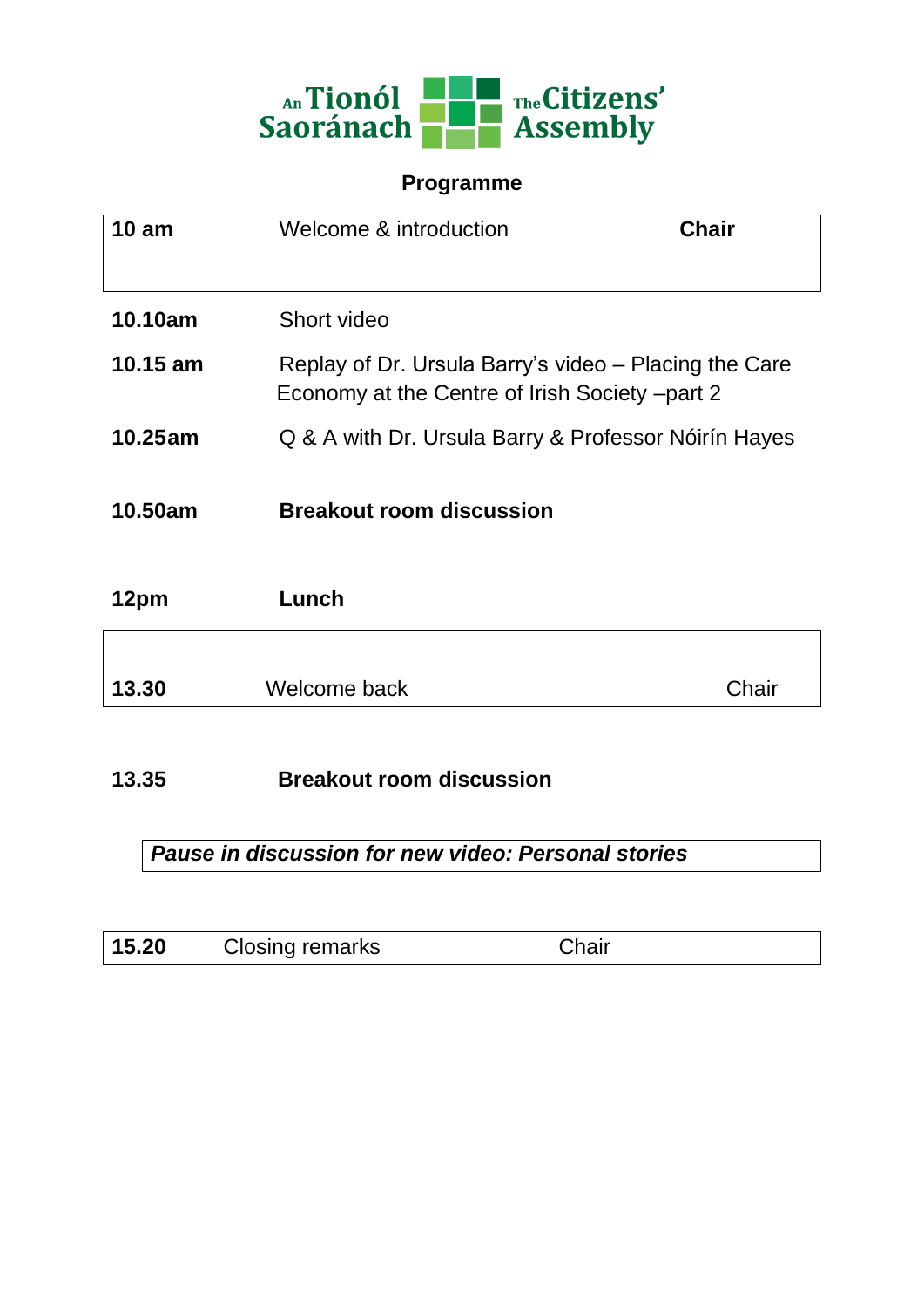An Tionól Saoránach — The Citizens' Assembly

## Programme

| | | |
|---|---|---|
| **10 am** | Welcome & introduction | **Chair** |
| **10.10am** | Short video | |
| **10.15 am** | Replay of Dr. Ursula Barry's video – Placing the Care Economy at the Centre of Irish Society –part 2 | |
| **10.25am** | Q & A with Dr. Ursula Barry & Professor Nóirín Hayes | |
| **10.50am** | **Breakout room discussion** | |
| **12pm** | **Lunch** | |
| **13.30** | Welcome back | Chair |
| **13.35** | **Breakout room discussion** | |
| | ***Pause in discussion for new video: Personal stories*** | |
| **15.20** | Closing remarks | Chair |